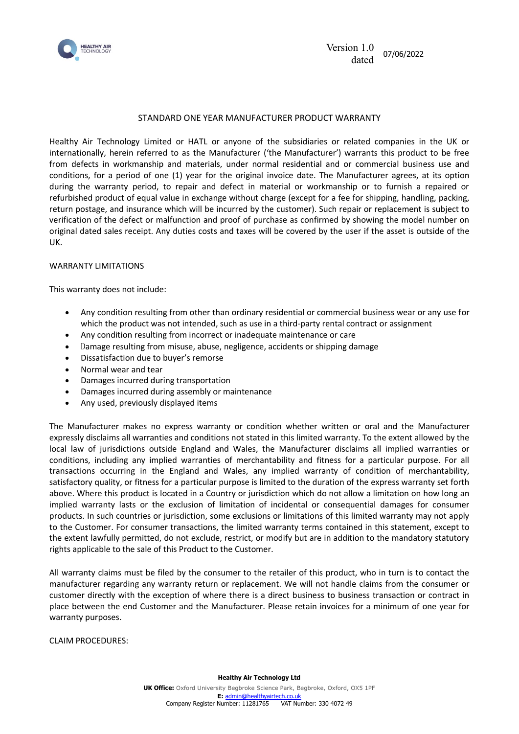Version 1.0 dated 07/06/2022

# STANDARD ONE YEAR MANUFACTURER PRODUCT WARRANTY

Healthy Air Technology Limited or HATL or anyone of the subsidiaries or related companies in the UK or internationally, herein referred to as the Manufacturer ('the Manufacturer') warrants this product to be free from defects in workmanship and materials, under normal residential and or commercial business use and conditions, for a period of one (1) year for the original invoice date. The Manufacturer agrees, at its option during the warranty period, to repair and defect in material or workmanship or to furnish a repaired or refurbished product of equal value in exchange without charge (except for a fee for shipping, handling, packing, return postage, and insurance which will be incurred by the customer). Such repair or replacement is subject to verification of the defect or malfunction and proof of purchase as confirmed by showing the model number on original dated sales receipt. Any duties costs and taxes will be covered by the user if the asset is outside of the UK.

## WARRANTY LIMITATIONS

This warranty does not include:

- Any condition resulting from other than ordinary residential or commercial business wear or any use for which the product was not intended, such as use in a third-party rental contract or assignment
- Any condition resulting from incorrect or inadequate maintenance or care
- Damage resulting from misuse, abuse, negligence, accidents or shipping damage
- Dissatisfaction due to buyer's remorse
- Normal wear and tear
- Damages incurred during transportation
- Damages incurred during assembly or maintenance
- Any used, previously displayed items

The Manufacturer makes no express warranty or condition whether written or oral and the Manufacturer expressly disclaims all warranties and conditions not stated in this limited warranty. To the extent allowed by the local law of jurisdictions outside England and Wales, the Manufacturer disclaims all implied warranties or conditions, including any implied warranties of merchantability and fitness for a particular purpose. For all transactions occurring in the England and Wales, any implied warranty of condition of merchantability, satisfactory quality, or fitness for a particular purpose is limited to the duration of the express warranty set forth above. Where this product is located in a Country or jurisdiction which do not allow a limitation on how long an implied warranty lasts or the exclusion of limitation of incidental or consequential damages for consumer products. In such countries or jurisdiction, some exclusions or limitations of this limited warranty may not apply to the Customer. For consumer transactions, the limited warranty terms contained in this statement, except to the extent lawfully permitted, do not exclude, restrict, or modify but are in addition to the mandatory statutory rights applicable to the sale of this Product to the Customer.

All warranty claims must be filed by the consumer to the retailer of this product, who in turn is to contact the manufacturer regarding any warranty return or replacement. We will not handle claims from the consumer or customer directly with the exception of where there is a direct business to business transaction or contract in place between the end Customer and the Manufacturer. Please retain invoices for a minimum of one year for warranty purposes.

## CLAIM PROCEDURES: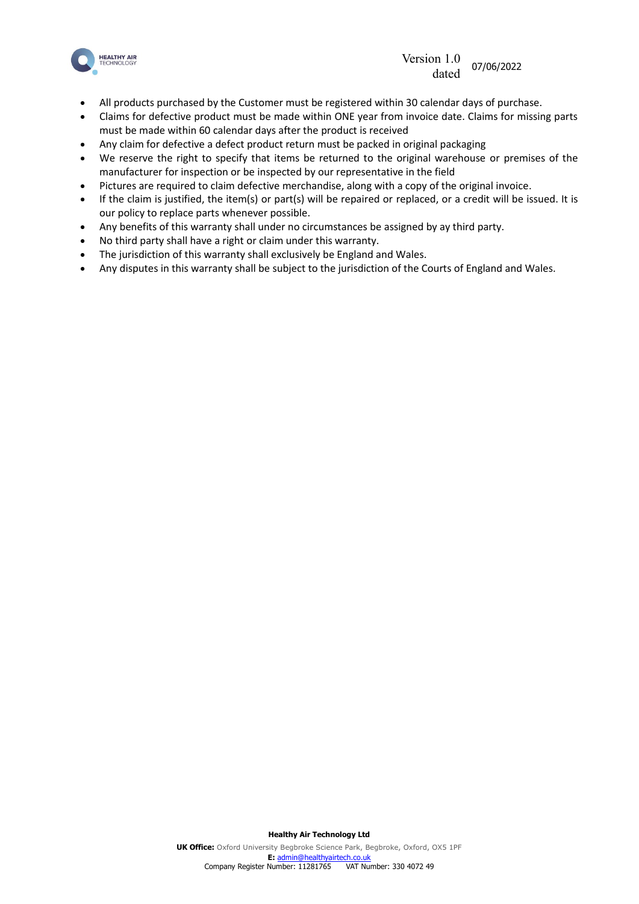- All products purchased by the Customer must be registered within 30 calendar days of purchase.
- Claims for defective product must be made within ONE year from invoice date. Claims for missing parts must be made within 60 calendar days after the product is received
- Any claim for defective a defect product return must be packed in original packaging
- We reserve the right to specify that items be returned to the original warehouse or premises of the manufacturer for inspection or be inspected by our representative in the field
- Pictures are required to claim defective merchandise, along with a copy of the original invoice.
- If the claim is justified, the item(s) or part(s) will be repaired or replaced, or a credit will be issued. It is our policy to replace parts whenever possible.
- Any benefits of this warranty shall under no circumstances be assigned by ay third party.
- No third party shall have a right or claim under this warranty.
- The jurisdiction of this warranty shall exclusively be England and Wales.
- Any disputes in this warranty shall be subject to the jurisdiction of the Courts of England and Wales.